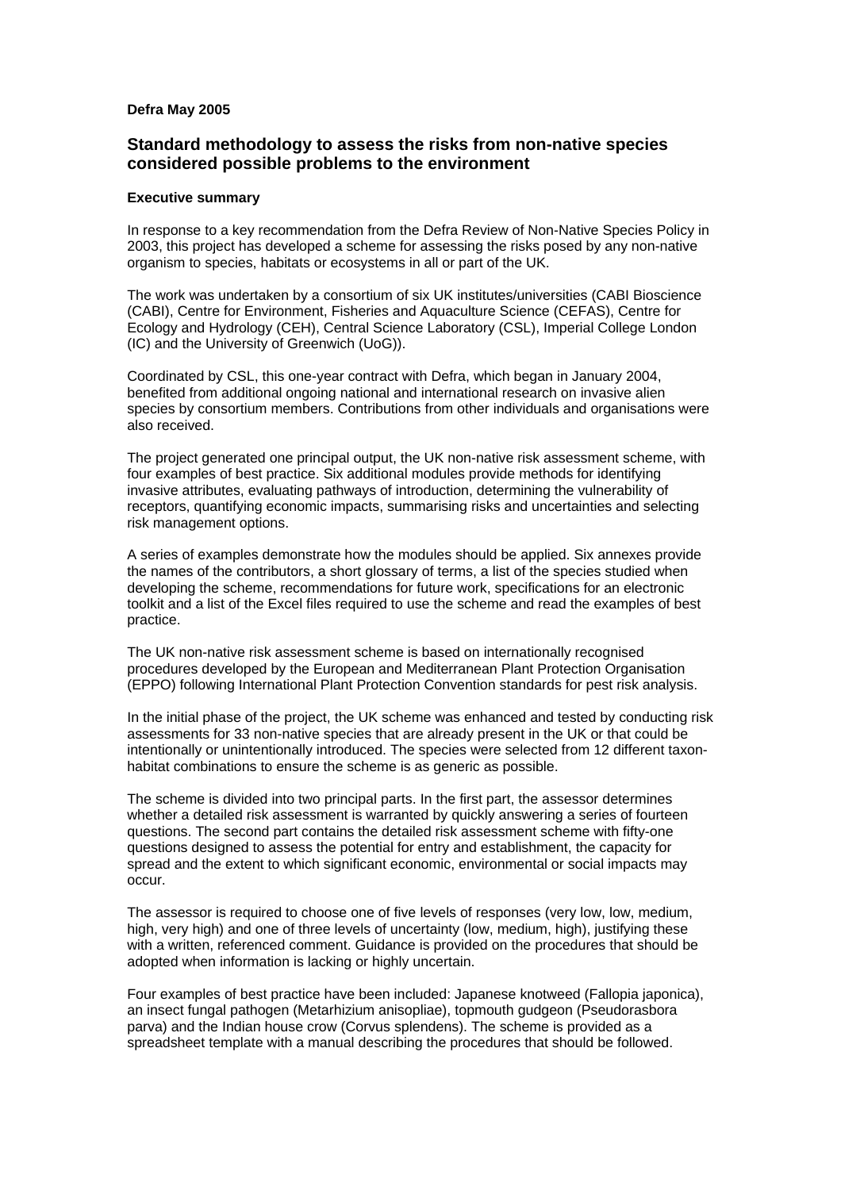**Defra May 2005**

## Standard methodology to assess the risks from non-native species considered possible problems to the environment

### Executive summary

In response to a key recommendation from the Defra Review of Non-Native Species Policy in 2003, this project has developed a scheme for assessing the risks posed by any non-native organism to species, habitats or ecosystems in all or part of the UK.

The work was undertaken by a consortium of six UK institutes/universities (CABI Bioscience (CABI), Centre for Environment, Fisheries and Aquaculture Science (CEFAS), Centre for Ecology and Hydrology (CEH), Central Science Laboratory (CSL), Imperial College London (IC) and the University of Greenwich (UoG)).

Coordinated by CSL, this one-year contract with Defra, which began in January 2004, benefited from additional ongoing national and international research on invasive alien species by consortium members. Contributions from other individuals and organisations were also received.

The project generated one principal output, the UK non-native risk assessment scheme, with four examples of best practice. Six additional modules provide methods for identifying invasive attributes, evaluating pathways of introduction, determining the vulnerability of receptors, quantifying economic impacts, summarising risks and uncertainties and selecting risk management options.

A series of examples demonstrate how the modules should be applied. Six annexes provide the names of the contributors, a short glossary of terms, a list of the species studied when developing the scheme, recommendations for future work, specifications for an electronic toolkit and a list of the Excel files required to use the scheme and read the examples of best practice.

The UK non-native risk assessment scheme is based on internationally recognised procedures developed by the European and Mediterranean Plant Protection Organisation (EPPO) following International Plant Protection Convention standards for pest risk analysis.

In the initial phase of the project, the UK scheme was enhanced and tested by conducting risk assessments for 33 non-native species that are already present in the UK or that could be intentionally or unintentionally introduced. The species were selected from 12 different taxon-habitat combinations to ensure the scheme is as generic as possible.

The scheme is divided into two principal parts. In the first part, the assessor determines whether a detailed risk assessment is warranted by quickly answering a series of fourteen questions. The second part contains the detailed risk assessment scheme with fifty-one questions designed to assess the potential for entry and establishment, the capacity for spread and the extent to which significant economic, environmental or social impacts may occur.

The assessor is required to choose one of five levels of responses (very low, low, medium, high, very high) and one of three levels of uncertainty (low, medium, high), justifying these with a written, referenced comment. Guidance is provided on the procedures that should be adopted when information is lacking or highly uncertain.

Four examples of best practice have been included: Japanese knotweed (Fallopia japonica), an insect fungal pathogen (Metarhizium anisopliae), topmouth gudgeon (Pseudorasbora parva) and the Indian house crow (Corvus splendens). The scheme is provided as a spreadsheet template with a manual describing the procedures that should be followed.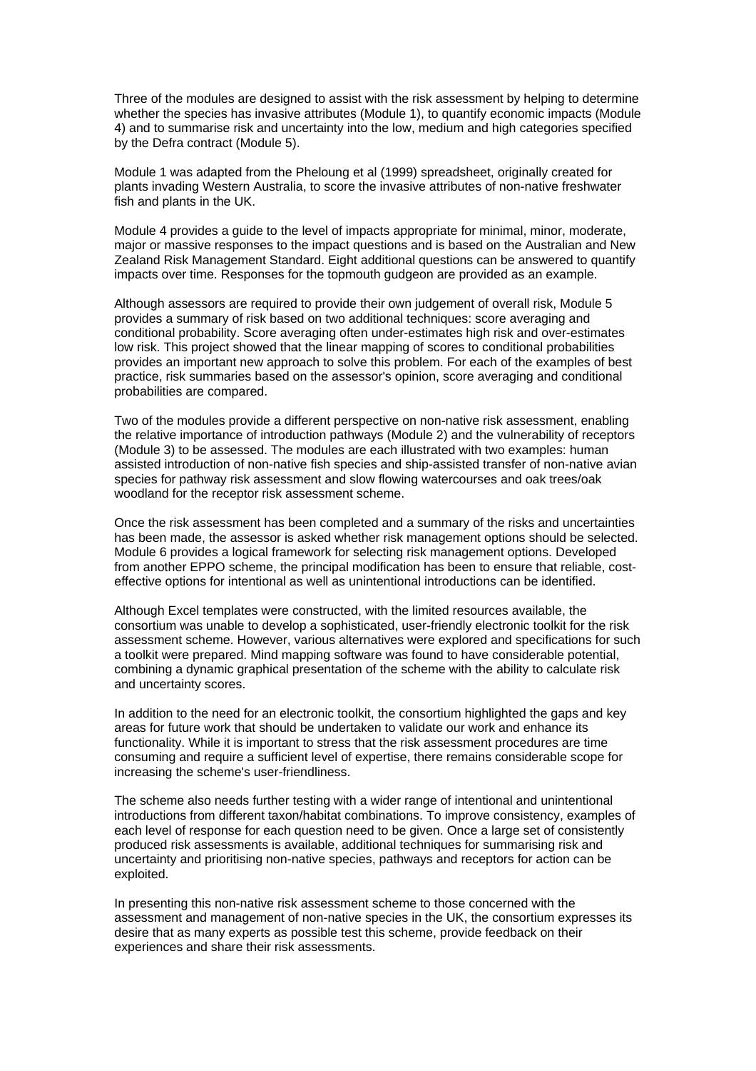Three of the modules are designed to assist with the risk assessment by helping to determine whether the species has invasive attributes (Module 1), to quantify economic impacts (Module 4) and to summarise risk and uncertainty into the low, medium and high categories specified by the Defra contract (Module 5).

Module 1 was adapted from the Pheloung et al (1999) spreadsheet, originally created for plants invading Western Australia, to score the invasive attributes of non-native freshwater fish and plants in the UK.

Module 4 provides a guide to the level of impacts appropriate for minimal, minor, moderate, major or massive responses to the impact questions and is based on the Australian and New Zealand Risk Management Standard. Eight additional questions can be answered to quantify impacts over time. Responses for the topmouth gudgeon are provided as an example.

Although assessors are required to provide their own judgement of overall risk, Module 5 provides a summary of risk based on two additional techniques: score averaging and conditional probability. Score averaging often under-estimates high risk and over-estimates low risk. This project showed that the linear mapping of scores to conditional probabilities provides an important new approach to solve this problem. For each of the examples of best practice, risk summaries based on the assessor's opinion, score averaging and conditional probabilities are compared.

Two of the modules provide a different perspective on non-native risk assessment, enabling the relative importance of introduction pathways (Module 2) and the vulnerability of receptors (Module 3) to be assessed. The modules are each illustrated with two examples: human assisted introduction of non-native fish species and ship-assisted transfer of non-native avian species for pathway risk assessment and slow flowing watercourses and oak trees/oak woodland for the receptor risk assessment scheme.

Once the risk assessment has been completed and a summary of the risks and uncertainties has been made, the assessor is asked whether risk management options should be selected. Module 6 provides a logical framework for selecting risk management options. Developed from another EPPO scheme, the principal modification has been to ensure that reliable, cost-effective options for intentional as well as unintentional introductions can be identified.

Although Excel templates were constructed, with the limited resources available, the consortium was unable to develop a sophisticated, user-friendly electronic toolkit for the risk assessment scheme. However, various alternatives were explored and specifications for such a toolkit were prepared. Mind mapping software was found to have considerable potential, combining a dynamic graphical presentation of the scheme with the ability to calculate risk and uncertainty scores.

In addition to the need for an electronic toolkit, the consortium highlighted the gaps and key areas for future work that should be undertaken to validate our work and enhance its functionality. While it is important to stress that the risk assessment procedures are time consuming and require a sufficient level of expertise, there remains considerable scope for increasing the scheme's user-friendliness.

The scheme also needs further testing with a wider range of intentional and unintentional introductions from different taxon/habitat combinations. To improve consistency, examples of each level of response for each question need to be given. Once a large set of consistently produced risk assessments is available, additional techniques for summarising risk and uncertainty and prioritising non-native species, pathways and receptors for action can be exploited.

In presenting this non-native risk assessment scheme to those concerned with the assessment and management of non-native species in the UK, the consortium expresses its desire that as many experts as possible test this scheme, provide feedback on their experiences and share their risk assessments.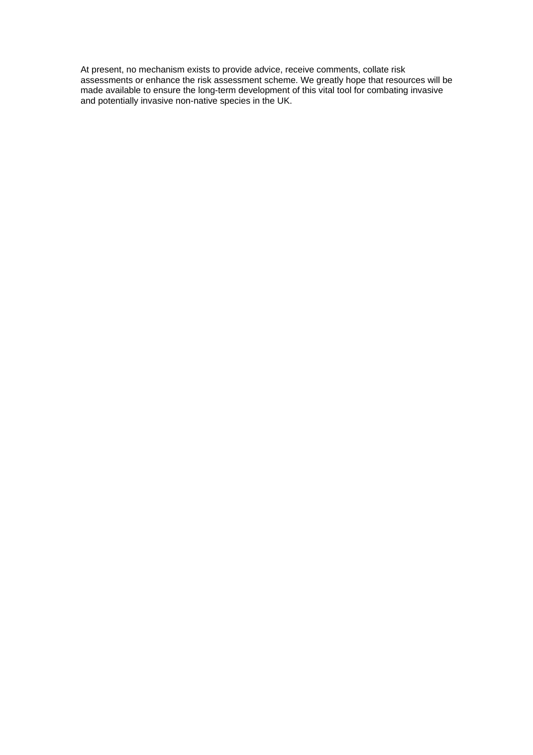At present, no mechanism exists to provide advice, receive comments, collate risk assessments or enhance the risk assessment scheme. We greatly hope that resources will be made available to ensure the long-term development of this vital tool for combating invasive and potentially invasive non-native species in the UK.